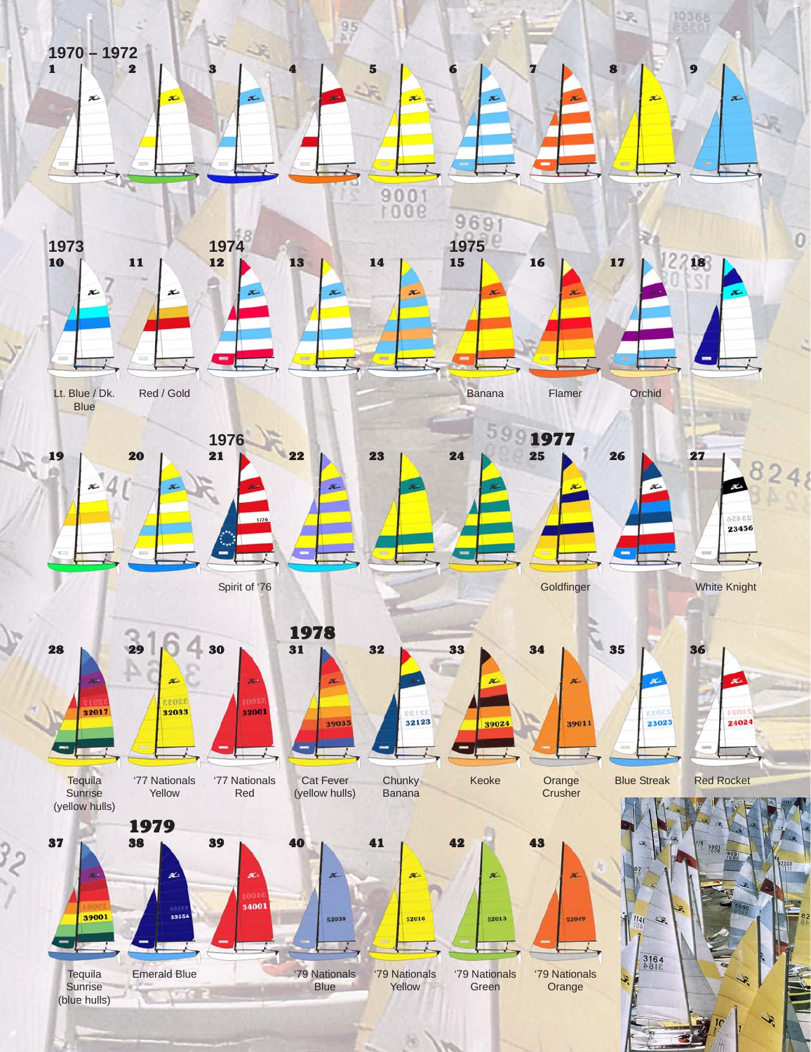## 1970 – 1972

1
2
3
4
5
6
7
8
9

## 1973

10 — Lt. Blue / Dk. Blue

11 — Red / Gold

## 1974

12
13
14

## 1975

15 — Banana

16 — Flamer

17 — Orchid

18

19
20

## 1976

21 — Spirit of '76

22
23
24

## 1977

25 — Goldfinger

26

27 — White Knight

28 — Tequila Sunrise (yellow hulls)

29 — '77 Nationals Yellow

30 — '77 Nationals Red

## 1978

31 — Cat Fever (yellow hulls)

32 — Chunky Banana

33 — Keoke

34 — Orange Crusher

35 — Blue Streak

36 — Red Rocket

37 — Tequila Sunrise (blue hulls)

## 1979

38 — Emerald Blue

39

40 — '79 Nationals Blue

41 — '79 Nationals Yellow

42 — '79 Nationals Green

43 — '79 Nationals Orange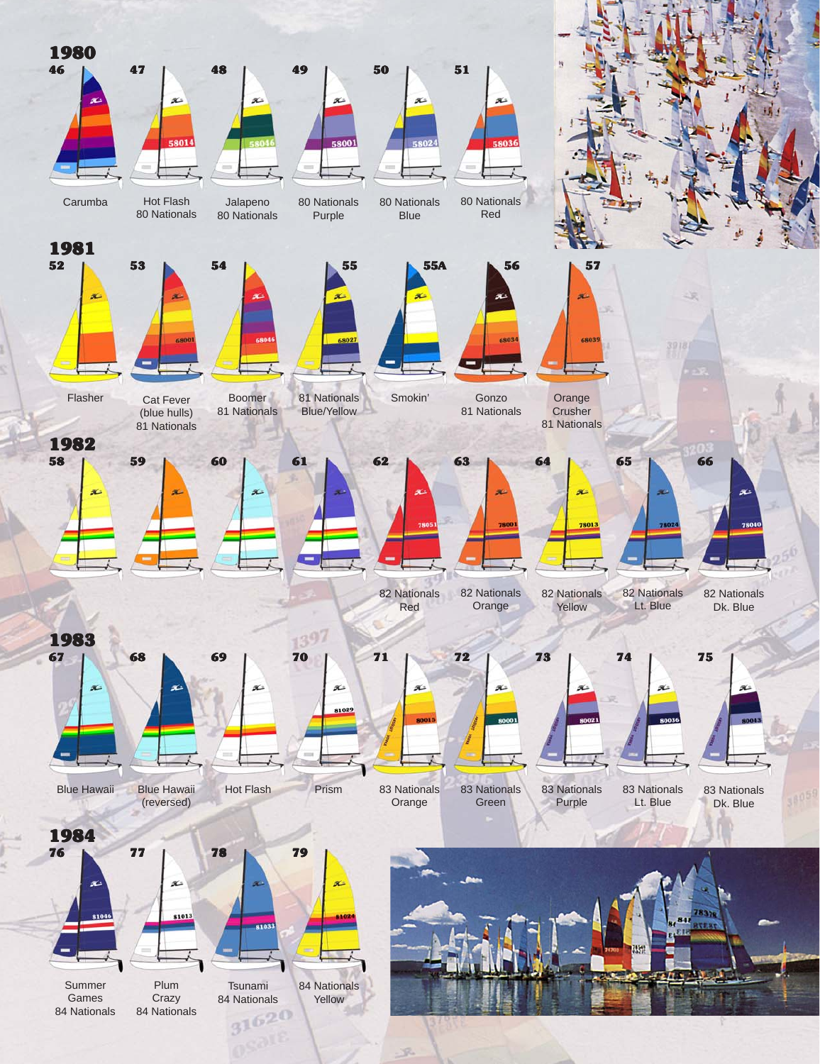## 1980

46 Carumba

47 Hot Flash 80 Nationals

48 Jalapeno 80 Nationals

49 80 Nationals Purple

50 80 Nationals Blue

51 80 Nationals Red

## 1981

52 Flasher

53 Cat Fever (blue hulls) 81 Nationals

54 Boomer 81 Nationals

55 81 Nationals Blue/Yellow

55A Smokin'

56 Gonzo 81 Nationals

57 Orange Crusher 81 Nationals

## 1982

58

59

60

61

62 82 Nationals Red

63 82 Nationals Orange

64 82 Nationals Yellow

65 82 Nationals Lt. Blue

66 82 Nationals Dk. Blue

## 1983

67 Blue Hawaii

68 Blue Hawaii (reversed)

69 Hot Flash

70 Prism

71 83 Nationals Orange

72 83 Nationals Green

73 83 Nationals Purple

74 83 Nationals Lt. Blue

75 83 Nationals Dk. Blue

## 1984

76 Summer Games 84 Nationals

77 Plum Crazy 84 Nationals

78 Tsunami 84 Nationals

79 84 Nationals Yellow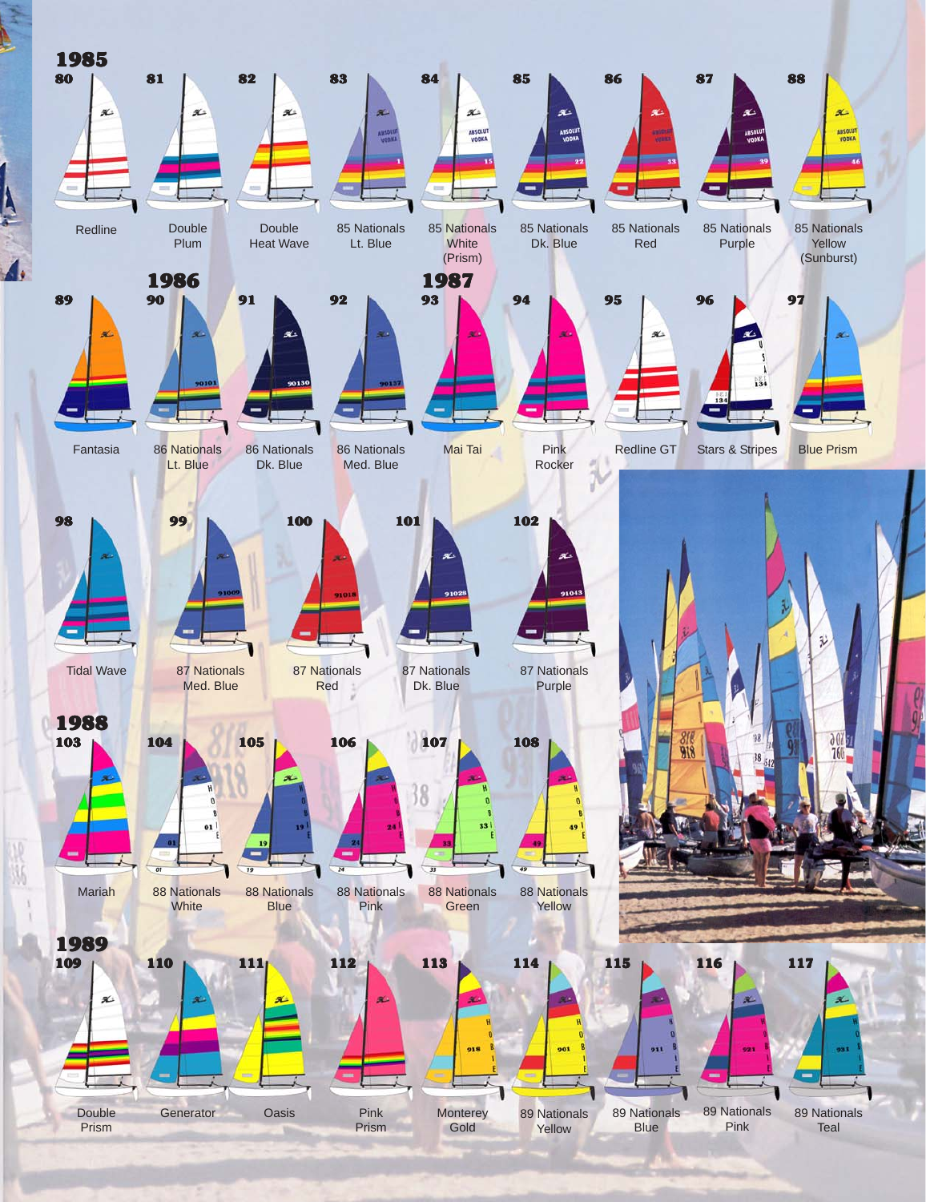## 1985

80 Redline

81 Double Plum

82 Double Heat Wave

83 85 Nationals Lt. Blue

84 85 Nationals White (Prism)

85 85 Nationals Dk. Blue

86 85 Nationals Red

87 85 Nationals Purple

88 85 Nationals Yellow (Sunburst)

89 Fantasia

## 1986

90 86 Nationals Lt. Blue

91 86 Nationals Dk. Blue

92 86 Nationals Med. Blue

## 1987

93 Mai Tai

94 Pink Rocker

95 Redline GT

96 Stars & Stripes

97 Blue Prism

98 Tidal Wave

99 87 Nationals Med. Blue

100 87 Nationals Red

101 87 Nationals Dk. Blue

102 87 Nationals Purple

## 1988

103 Mariah

104 88 Nationals White

105 88 Nationals Blue

106 88 Nationals Pink

107 88 Nationals Green

108 88 Nationals Yellow

## 1989

109 Double Prism

110 Generator

111 Oasis

112 Pink Prism

113 Monterey Gold

114 89 Nationals Yellow

115 89 Nationals Blue

116 89 Nationals Pink

117 89 Nationals Teal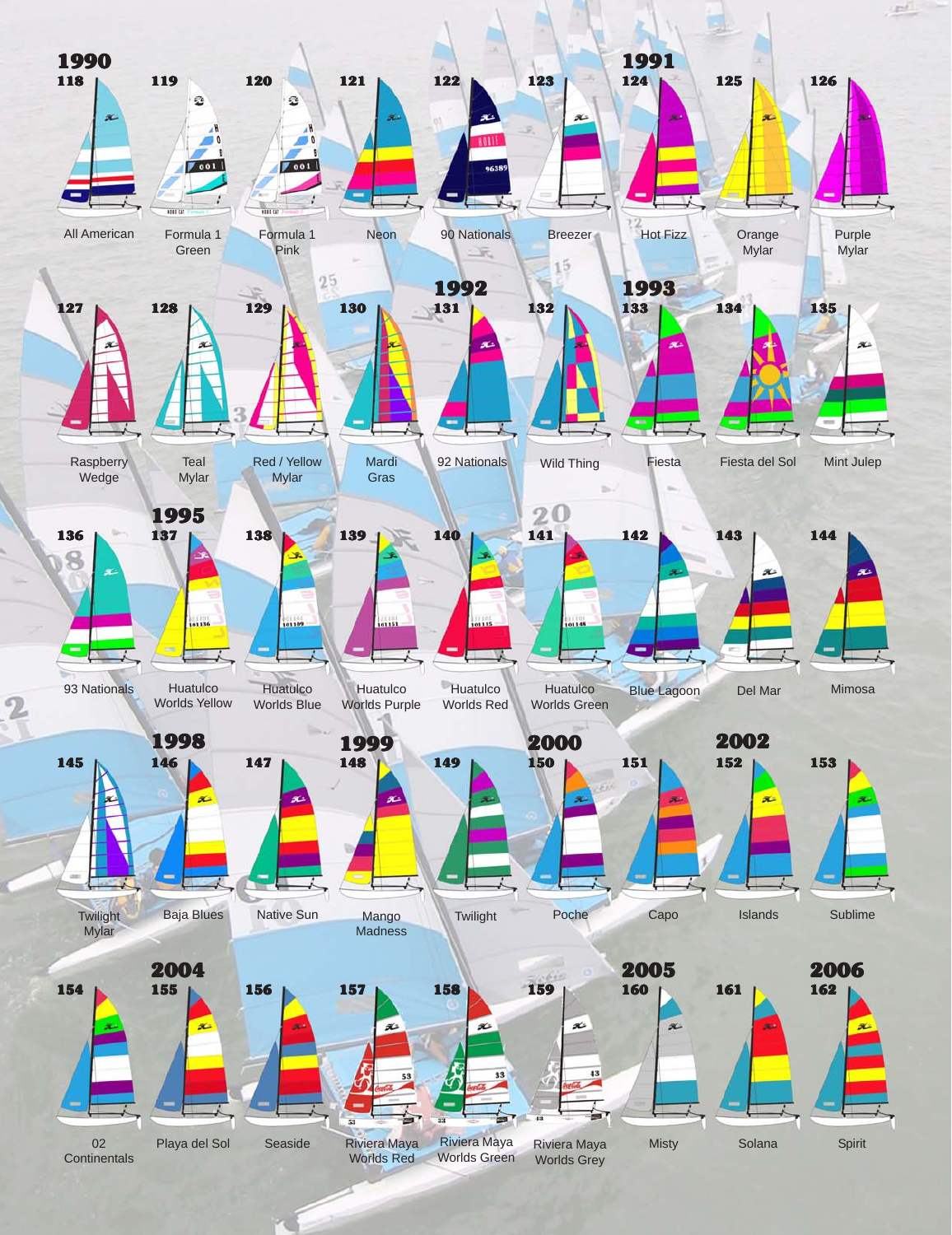**1990**

118 All American
119 Formula 1 Green
120 Formula 1 Pink
121 Neon
122 90 Nationals
123 Breezer

**1991**

124 Hot Fizz
125 Orange Mylar
126 Purple Mylar
127 Raspberry Wedge
128 Teal Mylar
129 Red / Yellow Mylar
130 Mardi Gras

**1992**

131 92 Nationals
132 Wild Thing

**1993**

133 Fiesta
134 Fiesta del Sol
135 Mint Julep
136 93 Nationals

**1995**

137 Huatulco Worlds Yellow
138 Huatulco Worlds Blue
139 Huatulco Worlds Purple
140 Huatulco Worlds Red
141 Huatulco Worlds Green
142 Blue Lagoon
143 Del Mar
144 Mimosa
145 Twilight Mylar

**1998**

146 Baja Blues
147 Native Sun

**1999**

148 Mango Madness
149 Twilight

**2000**

150 Poche
151 Capo

**2002**

152 Islands
153 Sublime
154 02 Continentals

**2004**

155 Playa del Sol
156 Seaside
157 Riviera Maya Worlds Red
158 Riviera Maya Worlds Green
159 Riviera Maya Worlds Grey

**2005**

160 Misty
161 Solana

**2006**

162 Spirit